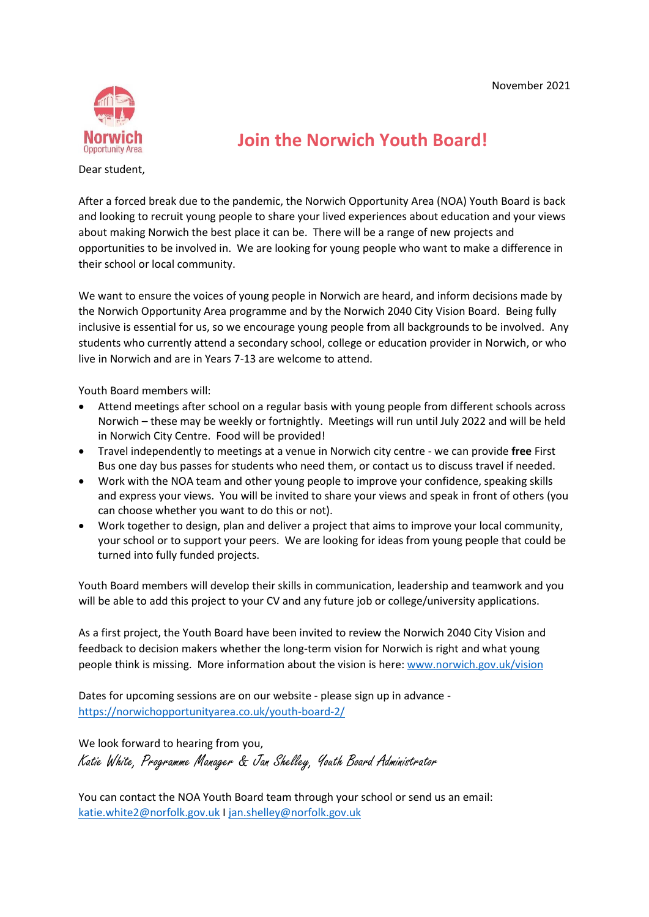November 2021

Norwich Opportunity Area

# Join the Norwich Youth Board!

Dear student,

After a forced break due to the pandemic, the Norwich Opportunity Area (NOA) Youth Board is back and looking to recruit young people to share your lived experiences about education and your views about making Norwich the best place it can be. There will be a range of new projects and opportunities to be involved in. We are looking for young people who want to make a difference in their school or local community.

We want to ensure the voices of young people in Norwich are heard, and inform decisions made by the Norwich Opportunity Area programme and by the Norwich 2040 City Vision Board. Being fully inclusive is essential for us, so we encourage young people from all backgrounds to be involved. Any students who currently attend a secondary school, college or education provider in Norwich, or who live in Norwich and are in Years 7-13 are welcome to attend.

Youth Board members will:

- Attend meetings after school on a regular basis with young people from different schools across Norwich – these may be weekly or fortnightly. Meetings will run until July 2022 and will be held in Norwich City Centre. Food will be provided!
- Travel independently to meetings at a venue in Norwich city centre - we can provide **free** First Bus one day bus passes for students who need them, or contact us to discuss travel if needed.
- Work with the NOA team and other young people to improve your confidence, speaking skills and express your views. You will be invited to share your views and speak in front of others (you can choose whether you want to do this or not).
- Work together to design, plan and deliver a project that aims to improve your local community, your school or to support your peers. We are looking for ideas from young people that could be turned into fully funded projects.

Youth Board members will develop their skills in communication, leadership and teamwork and you will be able to add this project to your CV and any future job or college/university applications.

As a first project, the Youth Board have been invited to review the Norwich 2040 City Vision and feedback to decision makers whether the long-term vision for Norwich is right and what young people think is missing. More information about the vision is here: www.norwich.gov.uk/vision

Dates for upcoming sessions are on our website - please sign up in advance - https://norwichopportunityarea.co.uk/youth-board-2/

We look forward to hearing from you,

*Katie White, Programme Manager & Jan Shelley, Youth Board Administrator*

You can contact the NOA Youth Board team through your school or send us an email: katie.white2@norfolk.gov.uk I jan.shelley@norfolk.gov.uk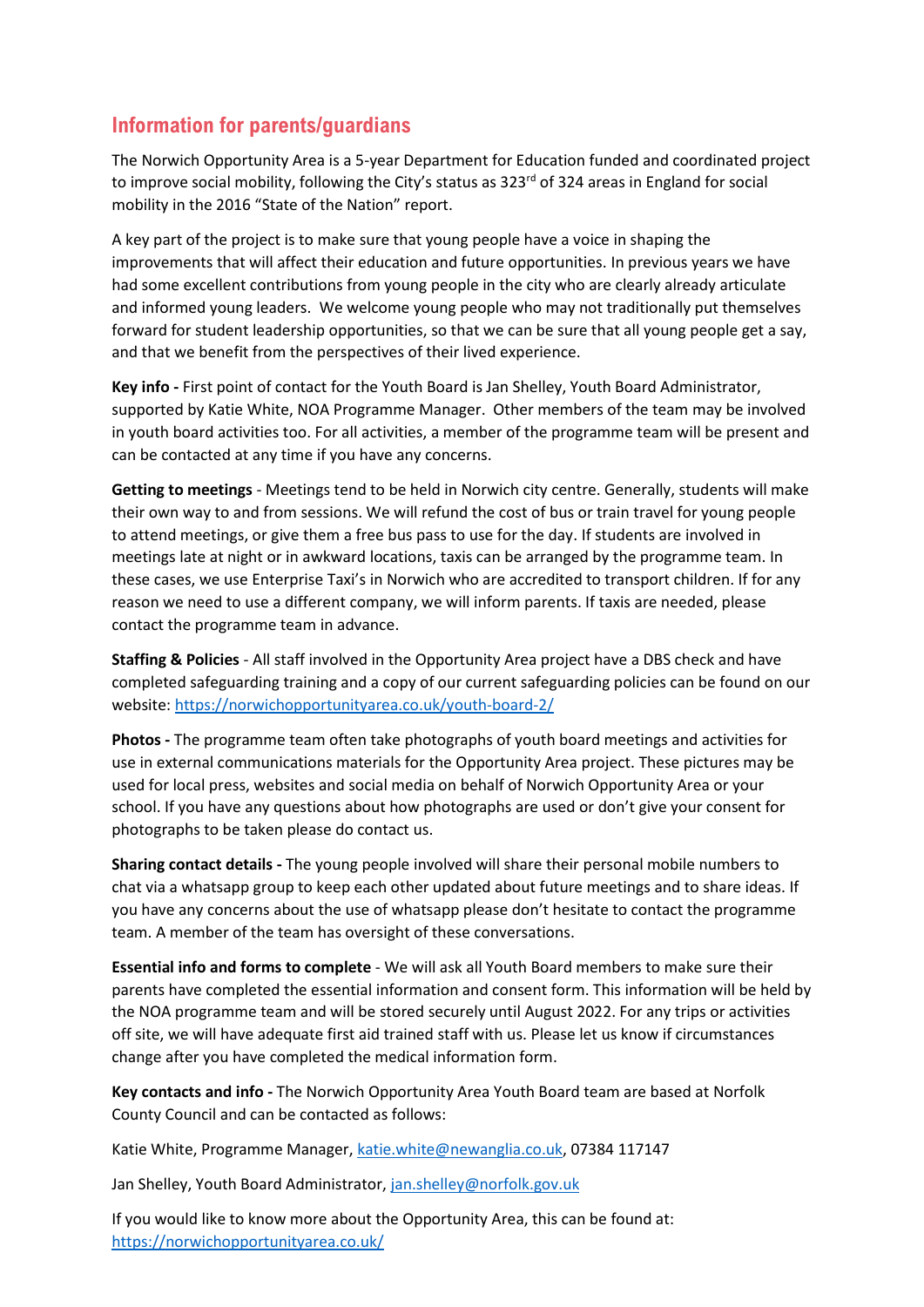## Information for parents/guardians

The Norwich Opportunity Area is a 5-year Department for Education funded and coordinated project to improve social mobility, following the City's status as 323rd of 324 areas in England for social mobility in the 2016 "State of the Nation" report.

A key part of the project is to make sure that young people have a voice in shaping the improvements that will affect their education and future opportunities. In previous years we have had some excellent contributions from young people in the city who are clearly already articulate and informed young leaders. We welcome young people who may not traditionally put themselves forward for student leadership opportunities, so that we can be sure that all young people get a say, and that we benefit from the perspectives of their lived experience.

**Key info -** First point of contact for the Youth Board is Jan Shelley, Youth Board Administrator, supported by Katie White, NOA Programme Manager. Other members of the team may be involved in youth board activities too. For all activities, a member of the programme team will be present and can be contacted at any time if you have any concerns.

**Getting to meetings** - Meetings tend to be held in Norwich city centre. Generally, students will make their own way to and from sessions. We will refund the cost of bus or train travel for young people to attend meetings, or give them a free bus pass to use for the day. If students are involved in meetings late at night or in awkward locations, taxis can be arranged by the programme team. In these cases, we use Enterprise Taxi's in Norwich who are accredited to transport children. If for any reason we need to use a different company, we will inform parents. If taxis are needed, please contact the programme team in advance.

**Staffing & Policies** - All staff involved in the Opportunity Area project have a DBS check and have completed safeguarding training and a copy of our current safeguarding policies can be found on our website: [https://norwichopportunityarea.co.uk/youth-board-2/](https://norwichopportunityarea.co.uk/youth-board-2/)

**Photos -** The programme team often take photographs of youth board meetings and activities for use in external communications materials for the Opportunity Area project. These pictures may be used for local press, websites and social media on behalf of Norwich Opportunity Area or your school. If you have any questions about how photographs are used or don't give your consent for photographs to be taken please do contact us.

**Sharing contact details -** The young people involved will share their personal mobile numbers to chat via a whatsapp group to keep each other updated about future meetings and to share ideas. If you have any concerns about the use of whatsapp please don't hesitate to contact the programme team. A member of the team has oversight of these conversations.

**Essential info and forms to complete** - We will ask all Youth Board members to make sure their parents have completed the essential information and consent form. This information will be held by the NOA programme team and will be stored securely until August 2022. For any trips or activities off site, we will have adequate first aid trained staff with us. Please let us know if circumstances change after you have completed the medical information form.

**Key contacts and info -** The Norwich Opportunity Area Youth Board team are based at Norfolk County Council and can be contacted as follows:

Katie White, Programme Manager, [katie.white@newanglia.co.uk](mailto:katie.white@newanglia.co.uk), 07384 117147

Jan Shelley, Youth Board Administrator, [jan.shelley@norfolk.gov.uk](mailto:jan.shelley@norfolk.gov.uk)

If you would like to know more about the Opportunity Area, this can be found at: [https://norwichopportunityarea.co.uk/](https://norwichopportunityarea.co.uk/)